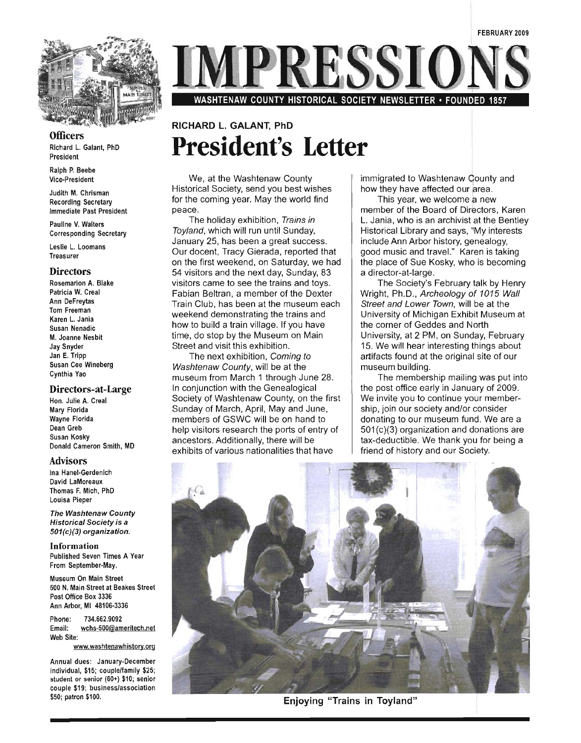FEBRUARY 2009

# IMPRESSIONS

WASHTENAW COUNTY HISTORICAL SOCIETY NEWSLETTER • FOUNDED 1857

RICHARD L. GALANT, PhD

# President's Letter

We, at the Washtenaw County Historical Society, send you best wishes for the coming year. May the world find peace.

The holiday exhibition, *Trains in Toyland*, which will run until Sunday, January 25, has been a great success. Our docent, Tracy Gierada, reported that on the first weekend, on Saturday, we had 54 visitors and the next day, Sunday, 83 visitors came to see the trains and toys. Fabian Beltran, a member of the Dexter Train Club, has been at the museum each weekend demonstrating the trains and how to build a train village. If you have time, do stop by the Museum on Main Street and visit this exhibition.

The next exhibition, *Coming to Washtenaw County*, will be at the museum from March 1 through June 28. In conjunction with the Genealogical Society of Washtenaw County, on the first Sunday of March, April, May and June, members of GSWC will be on hand to help visitors research the ports of entry of ancestors. Additionally, there will be exhibits of various nationalities that have immigrated to Washtenaw County and how they have affected our area.

This year, we welcome a new member of the Board of Directors, Karen L. Jania, who is an archivist at the Bentley Historical Library and says, "My interests include Ann Arbor history, genealogy, good music and travel." Karen is taking the place of Sue Kosky, who is becoming a director-at-large.

The Society's February talk by Henry Wright, Ph.D., *Archeology of 1015 Wall Street and Lower Town*, will be at the University of Michigan Exhibit Museum at the corner of Geddes and North University, at 2 PM, on Sunday, February 15. We will hear interesting things about artifacts found at the original site of our museum building.

The membership mailing was put into the post office early in January of 2009. We invite you to continue your membership, join our society and/or consider donating to our museum fund. We are a 501(c)(3) organization and donations are tax-deductible. We thank you for being a friend of history and our Society.

Enjoying "Trains in Toyland"

## Officers

Richard L. Galant, PhD
President

Ralph P. Beebe
Vice-President

Judith M. Chrisman
Recording Secretary
Immediate Past President

Pauline V. Walters
Corresponding Secretary

Leslie L. Loomans
Treasurer

## Directors

Rosemarion A. Blake
Patricia W. Creal
Ann DeFreytas
Tom Freeman
Karen L. Jania
Susan Nenadic
M. Joanne Nesbit
Jay Snyder
Jan E. Tripp
Susan Cee Wineberg
Cynthia Yao

## Directors-at-Large

Hon. Julie A. Creal
Mary Florida
Wayne Florida
Dean Greb
Susan Kosky
Donald Cameron Smith, MD

## Advisors

Ina Hanel-Gerdenich
David LaMoreaux
Thomas F. Mich, PhD
Louisa Pieper

***The Washtenaw County Historical Society is a 501(c)(3) organization.***

## Information

Published Seven Times A Year From September-May.

Museum On Main Street
500 N. Main Street at Beakes Street
Post Office Box 3336
Ann Arbor, MI 48106-3336

Phone: 734.662.9092
Email: wchs-500@ameritech.net
Web Site: www.washtenawhistory.org

Annual dues: January-December individual, $15; couple/family $25; student or senior (60+) $10; senior couple $19; business/association $50; patron $100.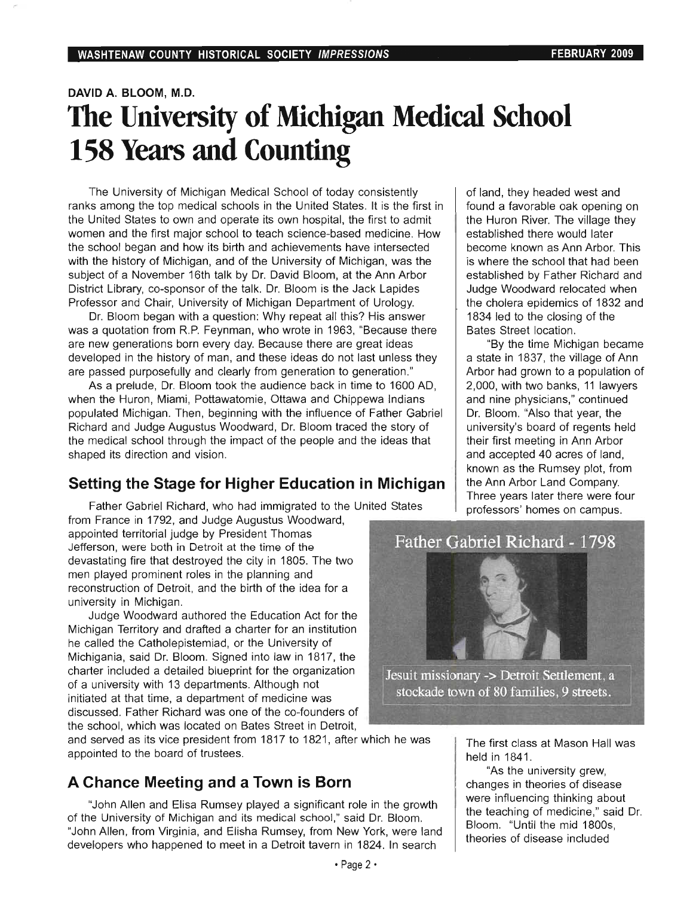DAVID A. BLOOM, M.D.

# The University of Michigan Medical School 158 Years and Counting

The University of Michigan Medical School of today consistently ranks among the top medical schools in the United States. It is the first in the United States to own and operate its own hospital, the first to admit women and the first major school to teach science-based medicine. How the school began and how its birth and achievements have intersected with the history of Michigan, and of the University of Michigan, was the subject of a November 16th talk by Dr. David Bloom, at the Ann Arbor District Library, co-sponsor of the talk. Dr. Bloom is the Jack Lapides Professor and Chair, University of Michigan Department of Urology.

Dr. Bloom began with a question: Why repeat all this? His answer was a quotation from R.P. Feynman, who wrote in 1963, "Because there are new generations born every day. Because there are great ideas developed in the history of man, and these ideas do not last unless they are passed purposefully and clearly from generation to generation."

As a prelude, Dr. Bloom took the audience back in time to 1600 AD, when the Huron, Miami, Pottawatomie, Ottawa and Chippewa Indians populated Michigan. Then, beginning with the influence of Father Gabriel Richard and Judge Augustus Woodward, Dr. Bloom traced the story of the medical school through the impact of the people and the ideas that shaped its direction and vision.

## Setting the Stage for Higher Education in Michigan

Father Gabriel Richard, who had immigrated to the United States from France in 1792, and Judge Augustus Woodward, appointed territorial judge by President Thomas Jefferson, were both in Detroit at the time of the devastating fire that destroyed the city in 1805. The two men played prominent roles in the planning and reconstruction of Detroit, and the birth of the idea for a university in Michigan.

Judge Woodward authored the Education Act for the Michigan Territory and drafted a charter for an institution he called the Catholepistemiad, or the University of Michigania, said Dr. Bloom. Signed into law in 1817, the charter included a detailed blueprint for the organization of a university with 13 departments. Although not initiated at that time, a department of medicine was discussed. Father Richard was one of the co-founders of the school, which was located on Bates Street in Detroit, and served as its vice president from 1817 to 1821, after which he was appointed to the board of trustees.

## A Chance Meeting and a Town is Born

"John Allen and Elisa Rumsey played a significant role in the growth of the University of Michigan and its medical school," said Dr. Bloom. "John Allen, from Virginia, and Elisha Rumsey, from New York, were land developers who happened to meet in a Detroit tavern in 1824. In search of land, they headed west and found a favorable oak opening on the Huron River. The village they established there would later become known as Ann Arbor. This is where the school that had been established by Father Richard and Judge Woodward relocated when the cholera epidemics of 1832 and 1834 led to the closing of the Bates Street location.

"By the time Michigan became a state in 1837, the village of Ann Arbor had grown to a population of 2,000, with two banks, 11 lawyers and nine physicians," continued Dr. Bloom. "Also that year, the university's board of regents held their first meeting in Ann Arbor and accepted 40 acres of land, known as the Rumsey plot, from the Ann Arbor Land Company. Three years later there were four professors' homes on campus. The first class at Mason Hall was held in 1841.

Father Gabriel Richard - 1798

Jesuit missionary -> Detroit Settlement, a stockade town of 80 families, 9 streets.

"As the university grew, changes in theories of disease were influencing thinking about the teaching of medicine," said Dr. Bloom. "Until the mid 1800s, theories of disease included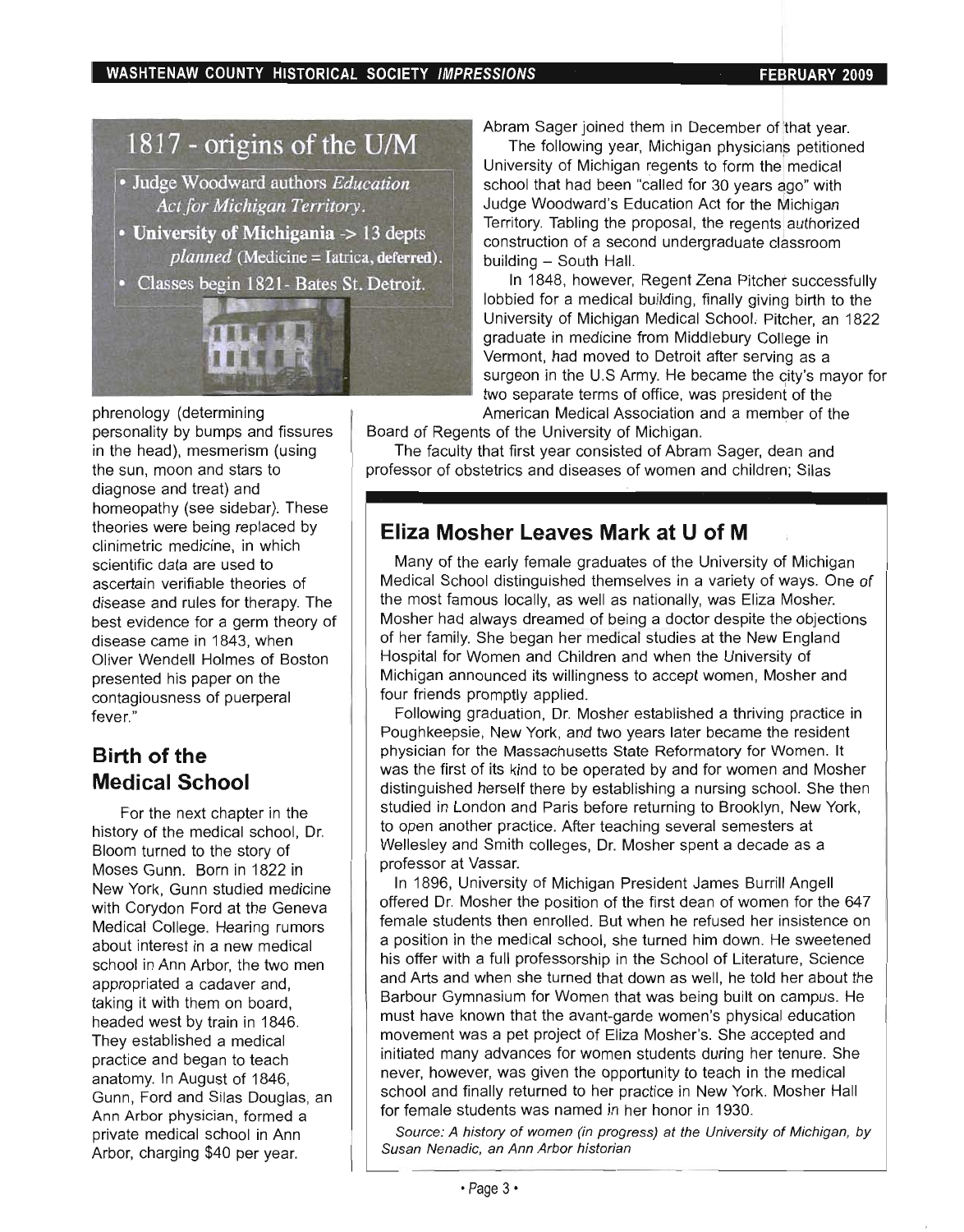## 1817 - origins of the U/M

- Judge Woodward authors *Education Act for Michigan Territory.*
- **University of Michigania -> 13 depts** *planned* (Medicine = Iatrica, deferred).
- Classes begin 1821- Bates St. Detroit.

phrenology (determining personality by bumps and fissures in the head), mesmerism (using the sun, moon and stars to diagnose and treat) and homeopathy (see sidebar). These theories were being replaced by clinimetric medicine, in which scientific data are used to ascertain verifiable theories of disease and rules for therapy. The best evidence for a germ theory of disease came in 1843, when Oliver Wendell Holmes of Boston presented his paper on the contagiousness of puerperal fever."

## Birth of the Medical School

For the next chapter in the history of the medical school, Dr. Bloom turned to the story of Moses Gunn. Born in 1822 in New York, Gunn studied medicine with Corydon Ford at the Geneva Medical College. Hearing rumors about interest in a new medical school in Ann Arbor, the two men appropriated a cadaver and, taking it with them on board, headed west by train in 1846. They established a medical practice and began to teach anatomy. In August of 1846, Gunn, Ford and Silas Douglas, an Ann Arbor physician, formed a private medical school in Ann Arbor, charging $40 per year. Abram Sager joined them in December of that year.

The following year, Michigan physicians petitioned University of Michigan regents to form the medical school that had been "called for 30 years ago" with Judge Woodward's Education Act for the Michigan Territory. Tabling the proposal, the regents authorized construction of a second undergraduate classroom building – South Hall.

In 1848, however, Regent Zena Pitcher successfully lobbied for a medical building, finally giving birth to the University of Michigan Medical School. Pitcher, an 1822 graduate in medicine from Middlebury College in Vermont, had moved to Detroit after serving as a surgeon in the U.S Army. He became the city's mayor for two separate terms of office, was president of the American Medical Association and a member of the Board of Regents of the University of Michigan.

The faculty that first year consisted of Abram Sager, dean and professor of obstetrics and diseases of women and children; Silas

## Eliza Mosher Leaves Mark at U of M

Many of the early female graduates of the University of Michigan Medical School distinguished themselves in a variety of ways. One of the most famous locally, as well as nationally, was Eliza Mosher. Mosher had always dreamed of being a doctor despite the objections of her family. She began her medical studies at the New England Hospital for Women and Children and when the University of Michigan announced its willingness to accept women, Mosher and four friends promptly applied.

Following graduation, Dr. Mosher established a thriving practice in Poughkeepsie, New York, and two years later became the resident physician for the Massachusetts State Reformatory for Women. It was the first of its kind to be operated by and for women and Mosher distinguished herself there by establishing a nursing school. She then studied in London and Paris before returning to Brooklyn, New York, to open another practice. After teaching several semesters at Wellesley and Smith colleges, Dr. Mosher spent a decade as a professor at Vassar.

In 1896, University of Michigan President James Burrill Angell offered Dr. Mosher the position of the first dean of women for the 647 female students then enrolled. But when he refused her insistence on a position in the medical school, she turned him down. He sweetened his offer with a full professorship in the School of Literature, Science and Arts and when she turned that down as well, he told her about the Barbour Gymnasium for Women that was being built on campus. He must have known that the avant-garde women's physical education movement was a pet project of Eliza Mosher's. She accepted and initiated many advances for women students during her tenure. She never, however, was given the opportunity to teach in the medical school and finally returned to her practice in New York. Mosher Hall for female students was named in her honor in 1930.

*Source: A history of women (in progress) at the University of Michigan, by Susan Nenadic, an Ann Arbor historian*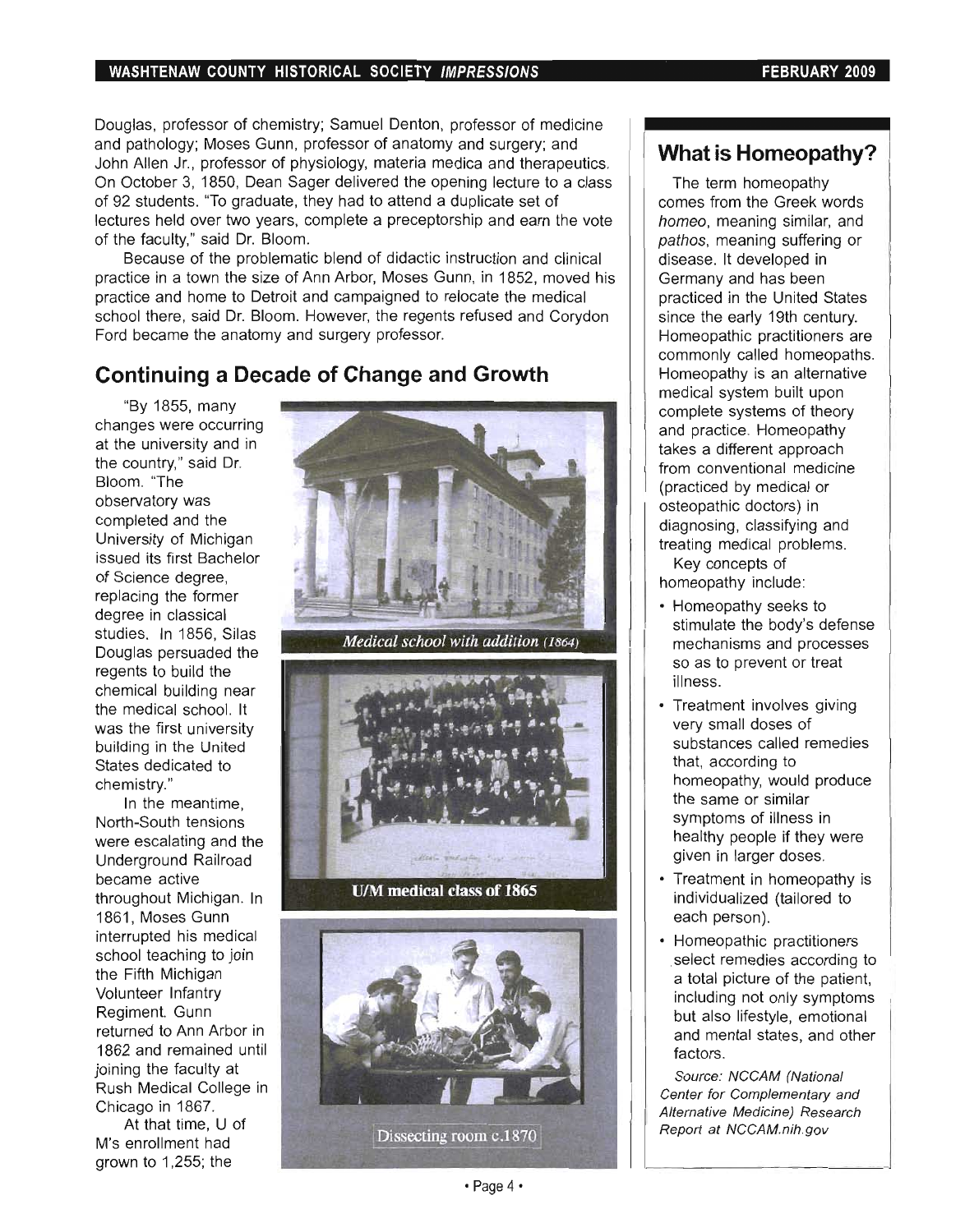Douglas, professor of chemistry; Samuel Denton, professor of medicine and pathology; Moses Gunn, professor of anatomy and surgery; and John Allen Jr., professor of physiology, materia medica and therapeutics. On October 3, 1850, Dean Sager delivered the opening lecture to a class of 92 students. "To graduate, they had to attend a duplicate set of lectures held over two years, complete a preceptorship and earn the vote of the faculty," said Dr. Bloom.

Because of the problematic blend of didactic instruction and clinical practice in a town the size of Ann Arbor, Moses Gunn, in 1852, moved his practice and home to Detroit and campaigned to relocate the medical school there, said Dr. Bloom. However, the regents refused and Corydon Ford became the anatomy and surgery professor.

## Continuing a Decade of Change and Growth

"By 1855, many changes were occurring at the university and in the country," said Dr. Bloom. "The observatory was completed and the University of Michigan issued its first Bachelor of Science degree, replacing the former degree in classical studies. In 1856, Silas Douglas persuaded the regents to build the chemical building near the medical school. It was the first university building in the United States dedicated to chemistry."

In the meantime, North-South tensions were escalating and the Underground Railroad became active throughout Michigan. In 1861, Moses Gunn interrupted his medical school teaching to join the Fifth Michigan Volunteer Infantry Regiment. Gunn returned to Ann Arbor in 1862 and remained until joining the faculty at Rush Medical College in Chicago in 1867.

At that time, U of M's enrollment had grown to 1,255; the

*Medical school with addition (1864)*

**U/M medical class of 1865**

Dissecting room c.1870

## What is Homeopathy?

The term homeopathy comes from the Greek words *homeo*, meaning similar, and *pathos*, meaning suffering or disease. It developed in Germany and has been practiced in the United States since the early 19th century. Homeopathic practitioners are commonly called homeopaths. Homeopathy is an alternative medical system built upon complete systems of theory and practice. Homeopathy takes a different approach from conventional medicine (practiced by medical or osteopathic doctors) in diagnosing, classifying and treating medical problems.

Key concepts of homeopathy include:

- Homeopathy seeks to stimulate the body's defense mechanisms and processes so as to prevent or treat illness.
- Treatment involves giving very small doses of substances called remedies that, according to homeopathy, would produce the same or similar symptoms of illness in healthy people if they were given in larger doses.
- Treatment in homeopathy is individualized (tailored to each person).
- Homeopathic practitioners select remedies according to a total picture of the patient, including not only symptoms but also lifestyle, emotional and mental states, and other factors.

*Source: NCCAM (National Center for Complementary and Alternative Medicine) Research Report at NCCAM.nih.gov*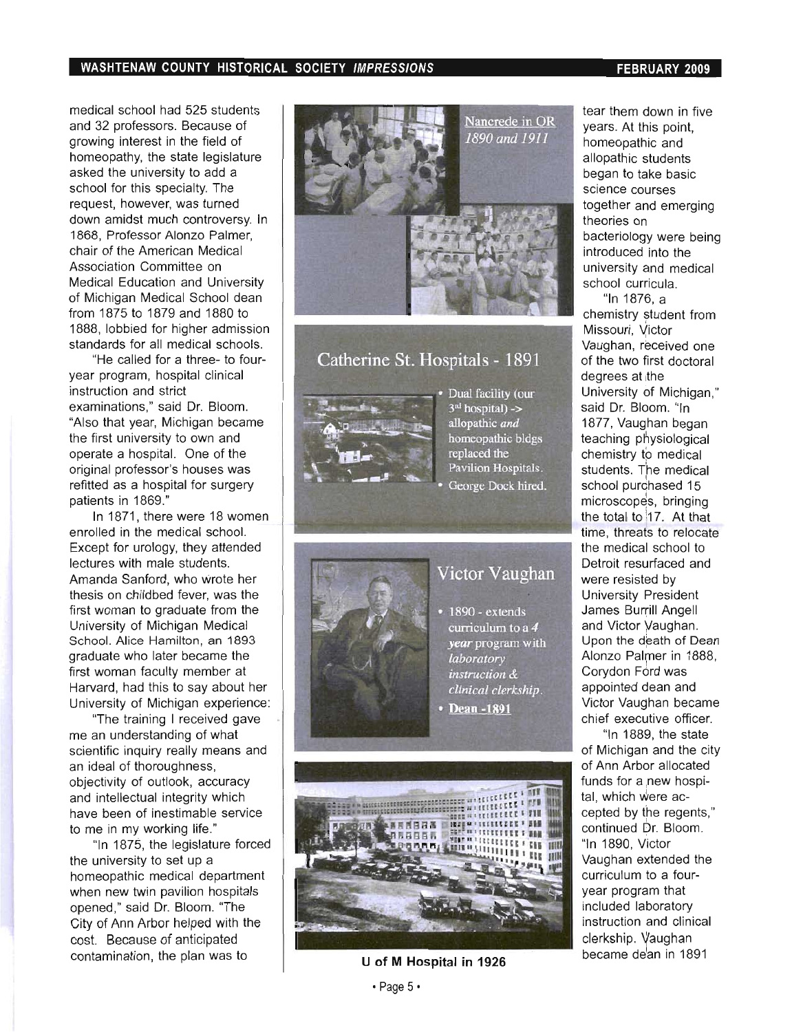medical school had 525 students and 32 professors. Because of growing interest in the field of homeopathy, the state legislature asked the university to add a school for this specialty. The request, however, was turned down amidst much controversy. In 1868, Professor Alonzo Palmer, chair of the American Medical Association Committee on Medical Education and University of Michigan Medical School dean from 1875 to 1879 and 1880 to 1888, lobbied for higher admission standards for all medical schools.

"He called for a three- to four-year program, hospital clinical instruction and strict examinations," said Dr. Bloom. "Also that year, Michigan became the first university to own and operate a hospital. One of the original professor's houses was refitted as a hospital for surgery patients in 1869."

In 1871, there were 18 women enrolled in the medical school. Except for urology, they attended lectures with male students. Amanda Sanford, who wrote her thesis on childbed fever, was the first woman to graduate from the University of Michigan Medical School. Alice Hamilton, an 1893 graduate who later became the first woman faculty member at Harvard, had this to say about her University of Michigan experience:

"The training I received gave me an understanding of what scientific inquiry really means and an ideal of thoroughness, objectivity of outlook, accuracy and intellectual integrity which have been of inestimable service to me in my working life."

"In 1875, the legislature forced the university to set up a homeopathic medical department when new twin pavilion hospitals opened," said Dr. Bloom. "The City of Ann Arbor helped with the cost. Because of anticipated contamination, the plan was to tear them down in five years. At this point, homeopathic and allopathic students began to take basic science courses together and emerging theories on bacteriology were being introduced into the university and medical school curricula.

"In 1876, a chemistry student from Missouri, Victor Vaughan, received one of the two first doctoral degrees at the University of Michigan," said Dr. Bloom. "In 1877, Vaughan began teaching physiological chemistry to medical students. The medical school purchased 15 microscopes, bringing the total to 17. At that time, threats to relocate the medical school to Detroit resurfaced and were resisted by University President James Burrill Angell and Victor Vaughan. Upon the death of Dean Alonzo Palmer in 1888, Corydon Ford was appointed dean and Victor Vaughan became chief executive officer.

"In 1889, the state of Michigan and the city of Ann Arbor allocated funds for a new hospital, which were accepted by the regents," continued Dr. Bloom. "In 1890, Victor Vaughan extended the curriculum to a four-year program that included laboratory instruction and clinical clerkship. Vaughan became dean in 1891

Nancrede in OR 1890 and 1911

**Catherine St. Hospitals - 1891**

- Dual facility (our 3rd hospital) -> allopathic *and* homeopathic bldgs replaced the Pavilion Hospitals.
- George Dock hired.

**Victor Vaughan**

- 1890 - extends curriculum to a *4 year* program with *laboratory instruction & clinical clerkship.*
- **Dean -1891**

**U of M Hospital in 1926**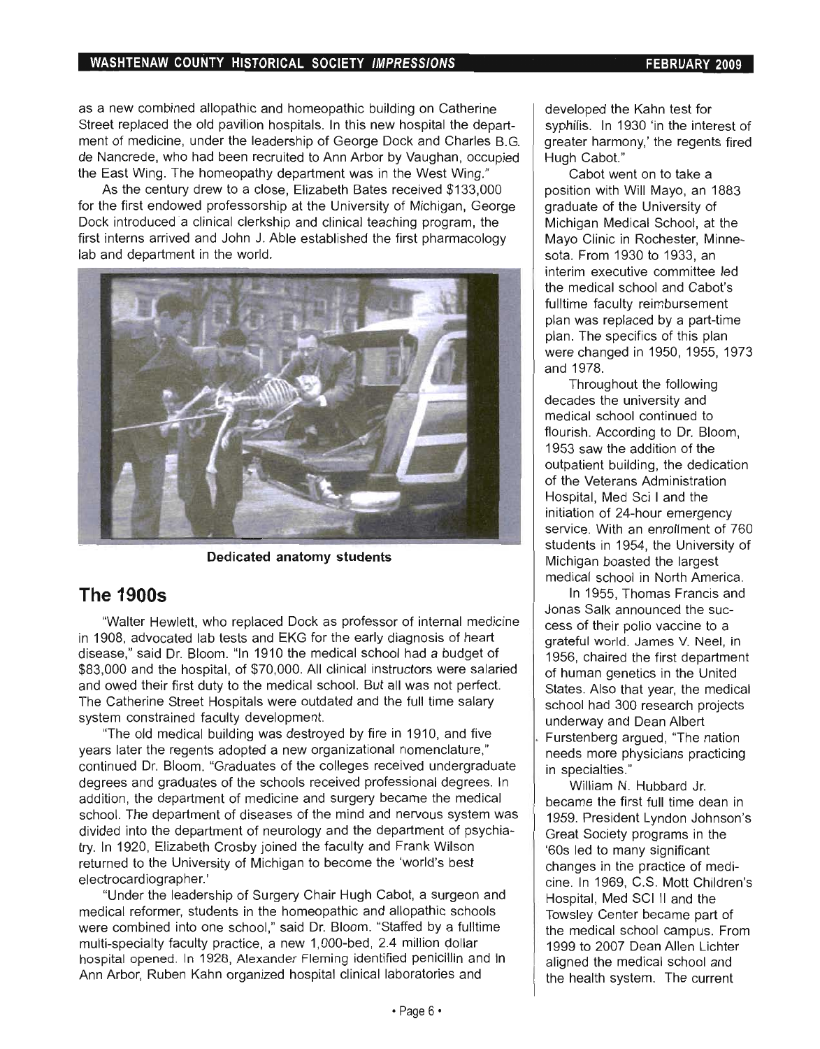as a new combined allopathic and homeopathic building on Catherine Street replaced the old pavilion hospitals. In this new hospital the department of medicine, under the leadership of George Dock and Charles B.G. de Nancrede, who had been recruited to Ann Arbor by Vaughan, occupied the East Wing. The homeopathy department was in the West Wing."

As the century drew to a close, Elizabeth Bates received $133,000 for the first endowed professorship at the University of Michigan, George Dock introduced a clinical clerkship and clinical teaching program, the first interns arrived and John J. Able established the first pharmacology lab and department in the world.

**Dedicated anatomy students**

## The 1900s

"Walter Hewlett, who replaced Dock as professor of internal medicine in 1908, advocated lab tests and EKG for the early diagnosis of heart disease," said Dr. Bloom. "In 1910 the medical school had a budget of $83,000 and the hospital, of $70,000. All clinical instructors were salaried and owed their first duty to the medical school. But all was not perfect. The Catherine Street Hospitals were outdated and the full time salary system constrained faculty development.

"The old medical building was destroyed by fire in 1910, and five years later the regents adopted a new organizational nomenclature," continued Dr. Bloom. "Graduates of the colleges received undergraduate degrees and graduates of the schools received professional degrees. In addition, the department of medicine and surgery became the medical school. The department of diseases of the mind and nervous system was divided into the department of neurology and the department of psychiatry. In 1920, Elizabeth Crosby joined the faculty and Frank Wilson returned to the University of Michigan to become the 'world's best electrocardiographer.'

"Under the leadership of Surgery Chair Hugh Cabot, a surgeon and medical reformer, students in the homeopathic and allopathic schools were combined into one school," said Dr. Bloom. "Staffed by a fulltime multi-specialty faculty practice, a new 1,000-bed, 2.4 million dollar hospital opened. In 1928, Alexander Fleming identified penicillin and in Ann Arbor, Ruben Kahn organized hospital clinical laboratories and developed the Kahn test for syphilis. In 1930 'in the interest of greater harmony,' the regents fired Hugh Cabot."

Cabot went on to take a position with Will Mayo, an 1883 graduate of the University of Michigan Medical School, at the Mayo Clinic in Rochester, Minnesota. From 1930 to 1933, an interim executive committee led the medical school and Cabot's fulltime faculty reimbursement plan was replaced by a part-time plan. The specifics of this plan were changed in 1950, 1955, 1973 and 1978.

Throughout the following decades the university and medical school continued to flourish. According to Dr. Bloom, 1953 saw the addition of the outpatient building, the dedication of the Veterans Administration Hospital, Med Sci I and the initiation of 24-hour emergency service. With an enrollment of 760 students in 1954, the University of Michigan boasted the largest medical school in North America.

In 1955, Thomas Francis and Jonas Salk announced the success of their polio vaccine to a grateful world. James V. Neel, in 1956, chaired the first department of human genetics in the United States. Also that year, the medical school had 300 research projects underway and Dean Albert Furstenberg argued, "The nation needs more physicians practicing in specialties."

William N. Hubbard Jr. became the first full time dean in 1959. President Lyndon Johnson's Great Society programs in the '60s led to many significant changes in the practice of medicine. In 1969, C.S. Mott Children's Hospital, Med SCI II and the Towsley Center became part of the medical school campus. From 1999 to 2007 Dean Allen Lichter aligned the medical school and the health system. The current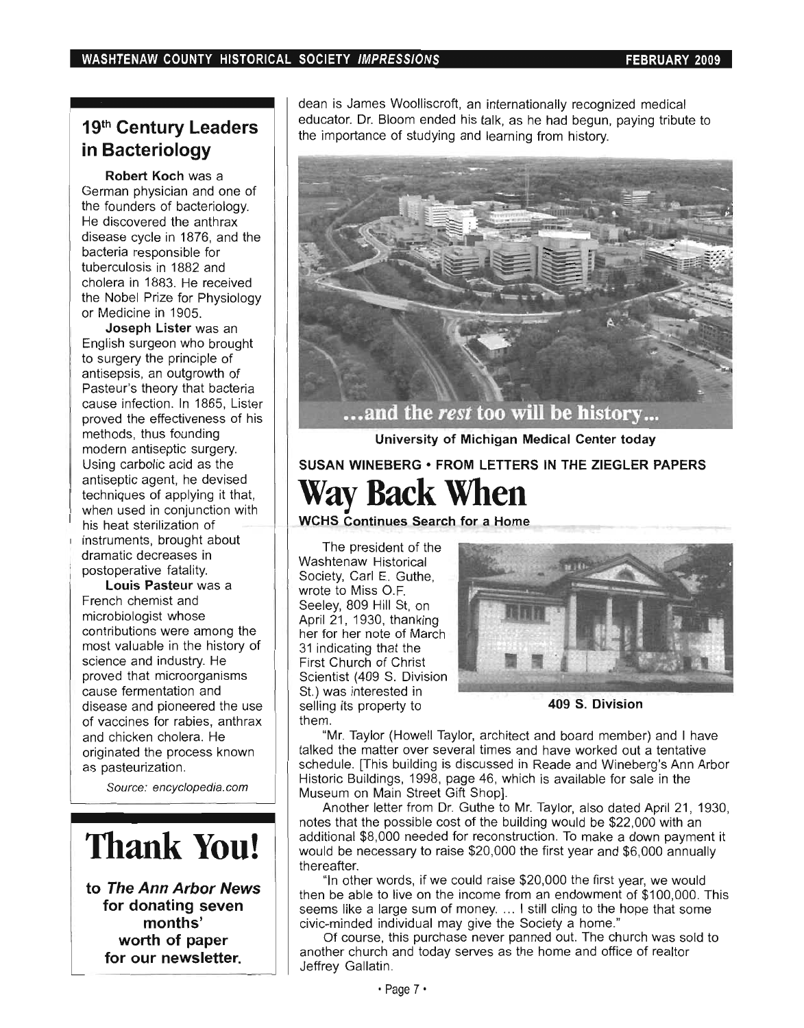## 19th Century Leaders in Bacteriology

**Robert Koch** was a German physician and one of the founders of bacteriology. He discovered the anthrax disease cycle in 1876, and the bacteria responsible for tuberculosis in 1882 and cholera in 1883. He received the Nobel Prize for Physiology or Medicine in 1905.

**Joseph Lister** was an English surgeon who brought to surgery the principle of antisepsis, an outgrowth of Pasteur's theory that bacteria cause infection. In 1865, Lister proved the effectiveness of his methods, thus founding modern antiseptic surgery. Using carbolic acid as the antiseptic agent, he devised techniques of applying it that, when used in conjunction with his heat sterilization of instruments, brought about dramatic decreases in postoperative fatality.

**Louis Pasteur** was a French chemist and microbiologist whose contributions were among the most valuable in the history of science and industry. He proved that microorganisms cause fermentation and disease and pioneered the use of vaccines for rabies, anthrax and chicken cholera. He originated the process known as pasteurization.

*Source: encyclopedia.com*

# Thank You!

**to *The Ann Arbor News* for donating seven months' worth of paper for our newsletter.**

dean is James Woolliscroft, an internationally recognized medical educator. Dr. Bloom ended his talk, as he had begun, paying tribute to the importance of studying and learning from history.

...and the *rest* too will be history...

**University of Michigan Medical Center today**

**SUSAN WINEBERG • FROM LETTERS IN THE ZIEGLER PAPERS**

# Way Back When

**WCHS Continues Search for a Home**

The president of the Washtenaw Historical Society, Carl E. Guthe, wrote to Miss O.F. Seeley, 809 Hill St, on April 21, 1930, thanking her for her note of March 31 indicating that the First Church of Christ Scientist (409 S. Division St.) was interested in selling its property to them.

**409 S. Division**

"Mr. Taylor (Howell Taylor, architect and board member) and I have talked the matter over several times and have worked out a tentative schedule. [This building is discussed in Reade and Wineberg's Ann Arbor Historic Buildings, 1998, page 46, which is available for sale in the Museum on Main Street Gift Shop].

Another letter from Dr. Guthe to Mr. Taylor, also dated April 21, 1930, notes that the possible cost of the building would be $22,000 with an additional $8,000 needed for reconstruction. To make a down payment it would be necessary to raise $20,000 the first year and $6,000 annually thereafter.

"In other words, if we could raise $20,000 the first year, we would then be able to live on the income from an endowment of $100,000. This seems like a large sum of money. ... I still cling to the hope that some civic-minded individual may give the Society a home."

Of course, this purchase never panned out. The church was sold to another church and today serves as the home and office of realtor Jeffrey Gallatin.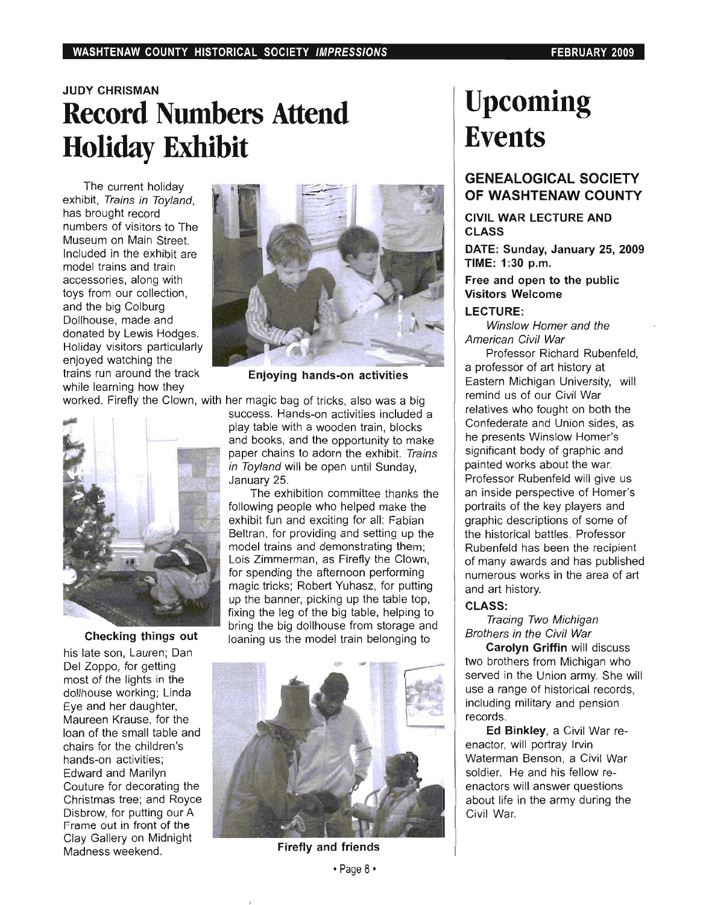JUDY CHRISMAN

# Record Numbers Attend Holiday Exhibit

The current holiday exhibit, *Trains in Toyland*, has brought record numbers of visitors to The Museum on Main Street. Included in the exhibit are model trains and train accessories, along with toys from our collection, and the big Colburg Dollhouse, made and donated by Lewis Hodges. Holiday visitors particularly enjoyed watching the trains run around the track while learning how they worked. Firefly the Clown, with her magic bag of tricks, also was a big success. Hands-on activities included a play table with a wooden train, blocks and books, and the opportunity to make paper chains to adorn the exhibit. *Trains in Toyland* will be open until Sunday, January 25.

**Enjoying hands-on activities**

The exhibition committee thanks the following people who helped make the exhibit fun and exciting for all: Fabian Beltran, for providing and setting up the model trains and demonstrating them; Lois Zimmerman, as Firefly the Clown, for spending the afternoon performing magic tricks; Robert Yuhasz, for putting up the banner, picking up the table top, fixing the leg of the big table, helping to bring the big dollhouse from storage and loaning us the model train belonging to his late son, Lauren; Dan Del Zoppo, for getting most of the lights in the dollhouse working; Linda Eye and her daughter, Maureen Krause, for the loan of the small table and chairs for the children's hands-on activities; Edward and Marilyn Couture for decorating the Christmas tree; and Royce Disbrow, for putting our A Frame out in front of the Clay Gallery on Midnight Madness weekend.

**Checking things out**

**Firefly and friends**

# Upcoming Events

## GENEALOGICAL SOCIETY OF WASHTENAW COUNTY

### CIVIL WAR LECTURE AND CLASS

**DATE: Sunday, January 25, 2009**
**TIME: 1:30 p.m.**

**Free and open to the public**
**Visitors Welcome**

**LECTURE:**

*Winslow Homer and the American Civil War*

Professor Richard Rubenfeld, a professor of art history at Eastern Michigan University, will remind us of our Civil War relatives who fought on both the Confederate and Union sides, as he presents Winslow Homer's significant body of graphic and painted works about the war. Professor Rubenfeld will give us an inside perspective of Homer's portraits of the key players and graphic descriptions of some of the historical battles. Professor Rubenfeld has been the recipient of many awards and has published numerous works in the area of art and art history.

**CLASS:**

*Tracing Two Michigan Brothers in the Civil War*

**Carolyn Griffin** will discuss two brothers from Michigan who served in the Union army. She will use a range of historical records, including military and pension records.

**Ed Binkley**, a Civil War re-enactor, will portray Irvin Waterman Benson, a Civil War soldier. He and his fellow re-enactors will answer questions about life in the army during the Civil War.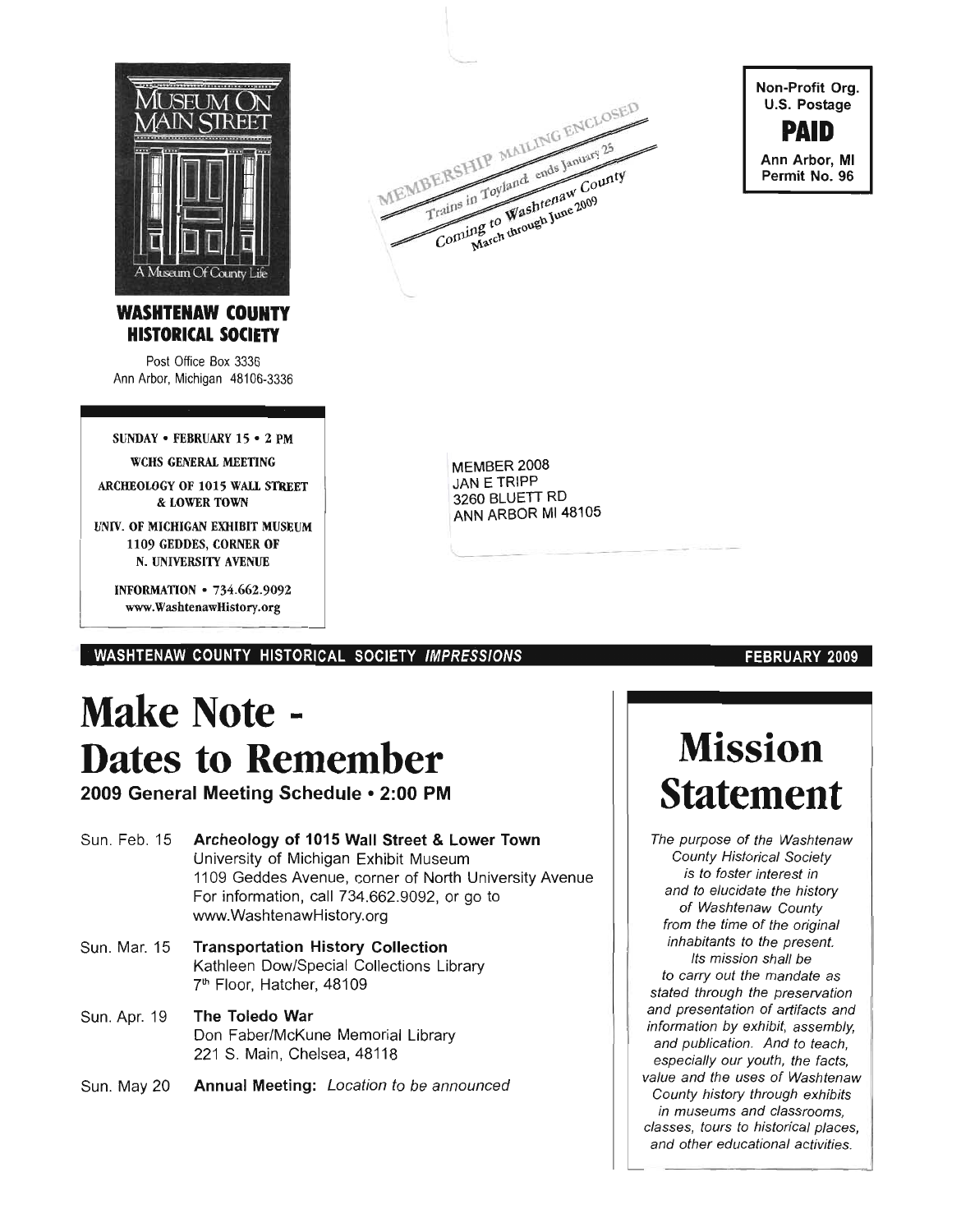MUSEUM ON MAIN STREET

A Museum Of County Life

**WASHTENAW COUNTY HISTORICAL SOCIETY**

Post Office Box 3336
Ann Arbor, Michigan 48106-3336

MEMBERSHIP MAILING ENCLOSED
Trains in Toyland ends January 25
Coming to Washtenaw County
March through June 2009

Non-Profit Org.
U.S. Postage
**PAID**
Ann Arbor, MI
Permit No. 96

SUNDAY • FEBRUARY 15 • 2 PM

WCHS GENERAL MEETING

ARCHEOLOGY OF 1015 WALL STREET & LOWER TOWN

UNIV. OF MICHIGAN EXHIBIT MUSEUM
1109 GEDDES, CORNER OF N. UNIVERSITY AVENUE

INFORMATION • 734.662.9092
www.WashtenawHistory.org

MEMBER 2008
JAN E TRIPP
3260 BLUETT RD
ANN ARBOR MI 48105

WASHTENAW COUNTY HISTORICAL SOCIETY *IMPRESSIONS* FEBRUARY 2009

# Make Note - Dates to Remember

**2009 General Meeting Schedule • 2:00 PM**

Sun. Feb. 15 **Archeology of 1015 Wall Street & Lower Town**
University of Michigan Exhibit Museum
1109 Geddes Avenue, corner of North University Avenue
For information, call 734.662.9092, or go to
www.WashtenawHistory.org

Sun. Mar. 15 **Transportation History Collection**
Kathleen Dow/Special Collections Library
7th Floor, Hatcher, 48109

Sun. Apr. 19 **The Toledo War**
Don Faber/McKune Memorial Library
221 S. Main, Chelsea, 48118

Sun. May 20 **Annual Meeting:** *Location to be announced*

# Mission Statement

*The purpose of the Washtenaw County Historical Society is to foster interest in and to elucidate the history of Washtenaw County from the time of the original inhabitants to the present. Its mission shall be to carry out the mandate as stated through the preservation and presentation of artifacts and information by exhibit, assembly, and publication. And to teach, especially our youth, the facts, value and the uses of Washtenaw County history through exhibits in museums and classrooms, classes, tours to historical places, and other educational activities.*